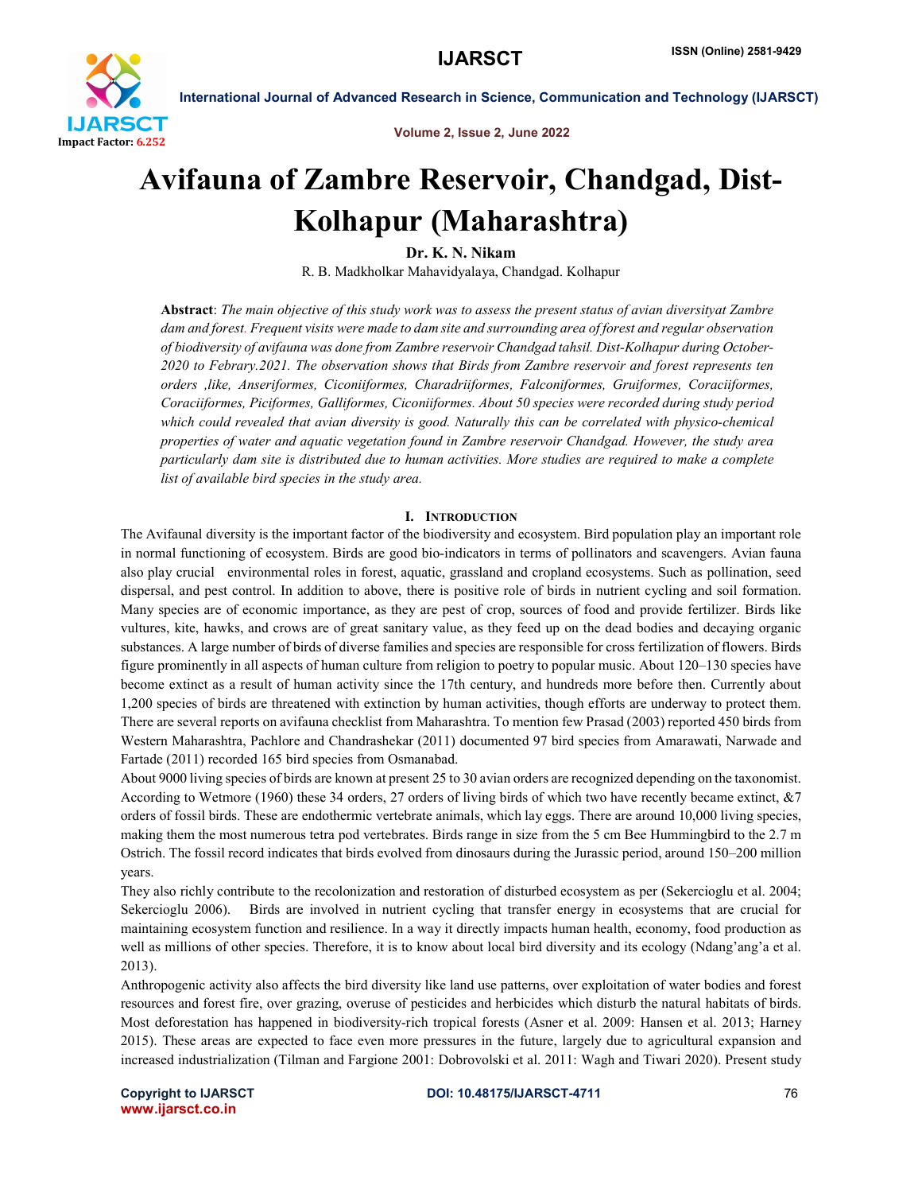# Avifauna of Zambre Reservoir, Chandgad, Dist-Kolhapur (Maharashtra)

**Dr. K. N. Nikam**

R. B. Madkholkar Mahavidyalaya, Chandgad. Kolhapur

**Abstract**: *The main objective of this study work was to assess the present status of avian diversityat Zambre dam and forest. Frequent visits were made to dam site and surrounding area of forest and regular observation of biodiversity of avifauna was done from Zambre reservoir Chandgad tahsil. Dist-Kolhapur during October-2020 to Febrary.2021. The observation shows that Birds from Zambre reservoir and forest represents ten orders ,like, Anseriformes, Ciconiiformes, Charadriiformes, Falconiformes, Gruiformes, Coraciiformes, Coraciiformes, Piciformes, Galliformes, Ciconiiformes. About 50 species were recorded during study period which could revealed that avian diversity is good. Naturally this can be correlated with physico-chemical properties of water and aquatic vegetation found in Zambre reservoir Chandgad. However, the study area particularly dam site is distributed due to human activities. More studies are required to make a complete list of available bird species in the study area.*

## I. Introduction

The Avifaunal diversity is the important factor of the biodiversity and ecosystem. Bird population play an important role in normal functioning of ecosystem. Birds are good bio-indicators in terms of pollinators and scavengers. Avian fauna also play crucial environmental roles in forest, aquatic, grassland and cropland ecosystems. Such as pollination, seed dispersal, and pest control. In addition to above, there is positive role of birds in nutrient cycling and soil formation. Many species are of economic importance, as they are pest of crop, sources of food and provide fertilizer. Birds like vultures, kite, hawks, and crows are of great sanitary value, as they feed up on the dead bodies and decaying organic substances. A large number of birds of diverse families and species are responsible for cross fertilization of flowers. Birds figure prominently in all aspects of human culture from religion to poetry to popular music. About 120–130 species have become extinct as a result of human activity since the 17th century, and hundreds more before then. Currently about 1,200 species of birds are threatened with extinction by human activities, though efforts are underway to protect them. There are several reports on avifauna checklist from Maharashtra. To mention few Prasad (2003) reported 450 birds from Western Maharashtra, Pachlore and Chandrashekar (2011) documented 97 bird species from Amarawati, Narwade and Fartade (2011) recorded 165 bird species from Osmanabad.

About 9000 living species of birds are known at present 25 to 30 avian orders are recognized depending on the taxonomist. According to Wetmore (1960) these 34 orders, 27 orders of living birds of which two have recently became extinct, &7 orders of fossil birds. These are endothermic vertebrate animals, which lay eggs. There are around 10,000 living species, making them the most numerous tetra pod vertebrates. Birds range in size from the 5 cm Bee Hummingbird to the 2.7 m Ostrich. The fossil record indicates that birds evolved from dinosaurs during the Jurassic period, around 150–200 million years.

They also richly contribute to the recolonization and restoration of disturbed ecosystem as per (Sekercioglu et al. 2004; Sekercioglu 2006). Birds are involved in nutrient cycling that transfer energy in ecosystems that are crucial for maintaining ecosystem function and resilience. In a way it directly impacts human health, economy, food production as well as millions of other species. Therefore, it is to know about local bird diversity and its ecology (Ndang'ang'a et al. 2013).

Anthropogenic activity also affects the bird diversity like land use patterns, over exploitation of water bodies and forest resources and forest fire, over grazing, overuse of pesticides and herbicides which disturb the natural habitats of birds. Most deforestation has happened in biodiversity-rich tropical forests (Asner et al. 2009: Hansen et al. 2013; Harney 2015). These areas are expected to face even more pressures in the future, largely due to agricultural expansion and increased industrialization (Tilman and Fargione 2001: Dobrovolski et al. 2011: Wagh and Tiwari 2020). Present study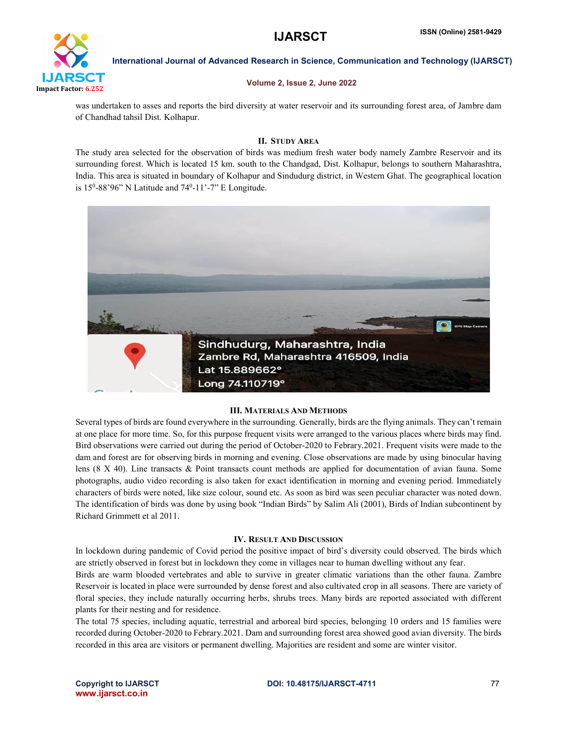was undertaken to asses and reports the bird diversity at water reservoir and its surrounding forest area, of Jambre dam of Chandhad tahsil Dist. Kolhapur.

## II. Study Area

The study area selected for the observation of birds was medium fresh water body namely Zambre Reservoir and its surrounding forest. Which is located 15 km. south to the Chandgad, Dist. Kolhapur, belongs to southern Maharashtra, India. This area is situated in boundary of Kolhapur and Sindudurg district, in Western Ghat. The geographical location is 15$^{0}$-88'96" N Latitude and 74$^{0}$-11'-7" E Longitude.

## III. Materials And Methods

Several types of birds are found everywhere in the surrounding. Generally, birds are the flying animals. They can't remain at one place for more time. So, for this purpose frequent visits were arranged to the various places where birds may find. Bird observations were carried out during the period of October-2020 to Febrary.2021. Frequent visits were made to the dam and forest are for observing birds in morning and evening. Close observations are made by using binocular having lens (8 X 40). Line transacts & Point transacts count methods are applied for documentation of avian fauna. Some photographs, audio video recording is also taken for exact identification in morning and evening period. Immediately characters of birds were noted, like size colour, sound etc. As soon as bird was seen peculiar character was noted down. The identification of birds was done by using book "Indian Birds" by Salim Ali (2001), Birds of Indian subcontinent by Richard Grimmett et al 2011.

## IV. Result And Discussion

In lockdown during pandemic of Covid period the positive impact of bird's diversity could observed. The birds which are strictly observed in forest but in lockdown they come in villages near to human dwelling without any fear.

Birds are warm blooded vertebrates and able to survive in greater climatic variations than the other fauna. Zambre Reservoir is located in place were surrounded by dense forest and also cultivated crop in all seasons. There are variety of floral species, they include naturally occurring herbs, shrubs trees. Many birds are reported associated with different plants for their nesting and for residence.

The total 75 species, including aquatic, terrestrial and arboreal bird species, belonging 10 orders and 15 families were recorded during October-2020 to Febrary.2021. Dam and surrounding forest area showed good avian diversity. The birds recorded in this area are visitors or permanent dwelling. Majorities are resident and some are winter visitor.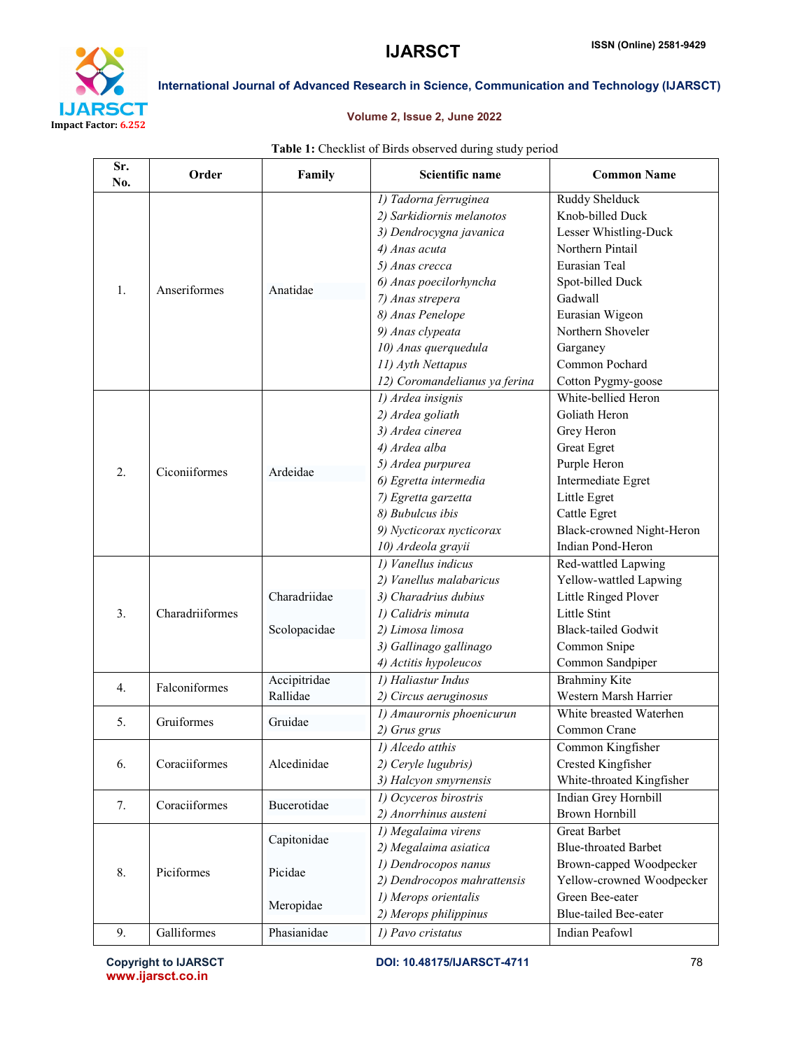**Table 1:** Checklist of Birds observed during study period

| Sr. No. | Order | Family | Scientific name | Common Name |
|---|---|---|---|---|
| 1. | Anseriformes | Anatidae | 1) *Tadorna ferruginea* | Ruddy Shelduck |
| | | | 2) *Sarkidiornis melanotos* | Knob-billed Duck |
| | | | 3) *Dendrocygna javanica* | Lesser Whistling-Duck |
| | | | 4) *Anas acuta* | Northern Pintail |
| | | | 5) *Anas crecca* | Eurasian Teal |
| | | | 6) *Anas poecilorhyncha* | Spot-billed Duck |
| | | | 7) *Anas strepera* | Gadwall |
| | | | 8) *Anas Penelope* | Eurasian Wigeon |
| | | | 9) *Anas clypeata* | Northern Shoveler |
| | | | 10) *Anas querquedula* | Garganey |
| | | | 11) *Ayth Nettapus* | Common Pochard |
| | | | 12) *Coromandelianus ya ferina* | Cotton Pygmy-goose |
| 2. | Ciconiiformes | Ardeidae | 1) *Ardea insignis* | White-bellied Heron |
| | | | 2) *Ardea goliath* | Goliath Heron |
| | | | 3) *Ardea cinerea* | Grey Heron |
| | | | 4) *Ardea alba* | Great Egret |
| | | | 5) *Ardea purpurea* | Purple Heron |
| | | | 6) *Egretta intermedia* | Intermediate Egret |
| | | | 7) *Egretta garzetta* | Little Egret |
| | | | 8) *Bubulcus ibis* | Cattle Egret |
| | | | 9) *Nycticorax nycticorax* | Black-crowned Night-Heron |
| | | | 10) *Ardeola grayii* | Indian Pond-Heron |
| 3. | Charadriiformes | Charadriidae | 1) *Vanellus indicus* | Red-wattled Lapwing |
| | | | 2) *Vanellus malabaricus* | Yellow-wattled Lapwing |
| | | | 3) *Charadrius dubius* | Little Ringed Plover |
| | | Scolopacidae | 1) *Calidris minuta* | Little Stint |
| | | | 2) *Limosa limosa* | Black-tailed Godwit |
| | | | 3) *Gallinago gallinago* | Common Snipe |
| | | | 4) *Actitis hypoleucos* | Common Sandpiper |
| 4. | Falconiformes | Accipitridae | 1) *Haliastur Indus* | Brahminy Kite |
| | | Rallidae | 2) *Circus aeruginosus* | Western Marsh Harrier |
| 5. | Gruiformes | Gruidae | 1) *Amaurornis phoenicurun* | White breasted Waterhen |
| | | | 2) *Grus grus* | Common Crane |
| 6. | Coraciiformes | Alcedinidae | 1) *Alcedo atthis* | Common Kingfisher |
| | | | 2) *Ceryle lugubris)* | Crested Kingfisher |
| | | | 3) *Halcyon smyrnensis* | White-throated Kingfisher |
| 7. | Coraciiformes | Bucerotidae | 1) *Ocyceros birostris* | Indian Grey Hornbill |
| | | | 2) *Anorrhinus austeni* | Brown Hornbill |
| 8. | Piciformes | Capitonidae | 1) *Megalaima virens* | Great Barbet |
| | | | 2) *Megalaima asiatica* | Blue-throated Barbet |
| | | Picidae | 1) *Dendrocopos nanus* | Brown-capped Woodpecker |
| | | | 2) *Dendrocopos mahrattensis* | Yellow-crowned Woodpecker |
| | | Meropidae | 1) *Merops orientalis* | Green Bee-eater |
| | | | 2) *Merops philippinus* | Blue-tailed Bee-eater |
| 9. | Galliformes | Phasianidae | 1) *Pavo cristatus* | Indian Peafowl |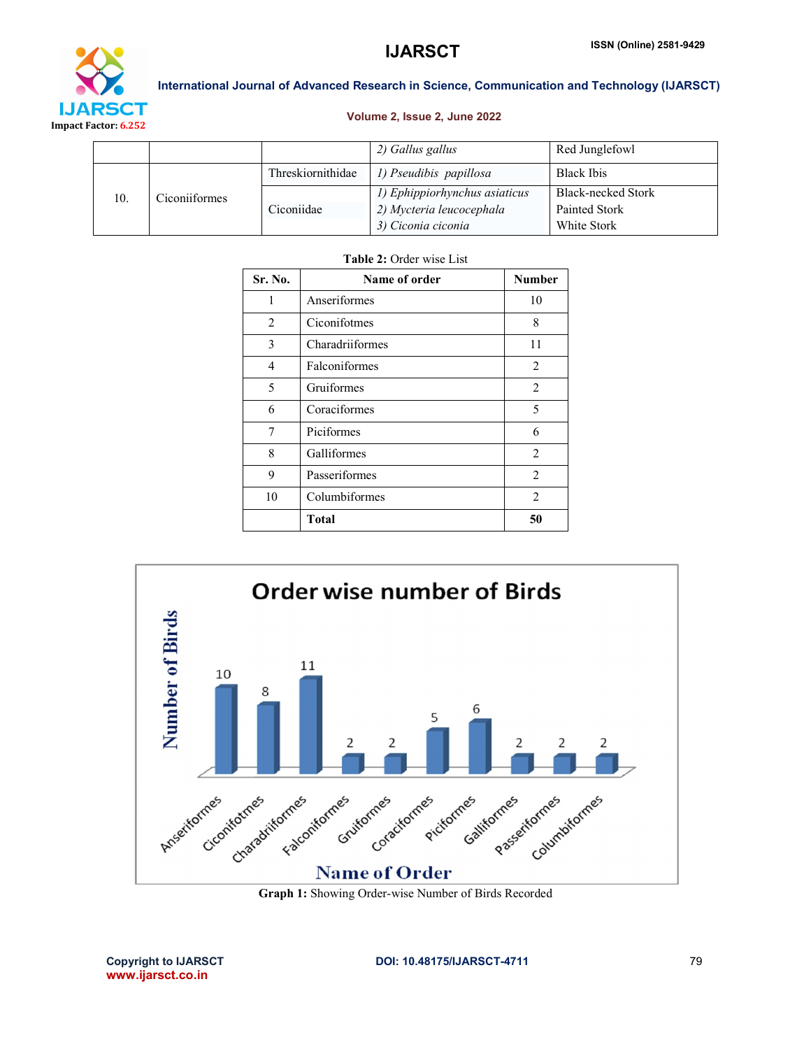| | | | 2) *Gallus gallus* | Red Junglefowl |
|---|---|---|---|---|
| 10. | Ciconiiformes | Threskiornithidae | 1) *Pseudibis papillosa* | Black Ibis |
| | | Ciconiidae | 1) *Ephippiorhynchus asiaticus*<br>2) *Mycteria leucocephala*<br>3) *Ciconia ciconia* | Black-necked Stork<br>Painted Stork<br>White Stork |

**Table 2:** Order wise List

| Sr. No. | Name of order | Number |
|---|---|---|
| 1 | Anseriformes | 10 |
| 2 | Ciconifotmes | 8 |
| 3 | Charadriiformes | 11 |
| 4 | Falconiformes | 2 |
| 5 | Gruiformes | 2 |
| 6 | Coraciformes | 5 |
| 7 | Piciformes | 6 |
| 8 | Galliformes | 2 |
| 9 | Passeriformes | 2 |
| 10 | Columbiformes | 2 |
| | **Total** | **50** |

**Graph 1:** Showing Order-wise Number of Birds Recorded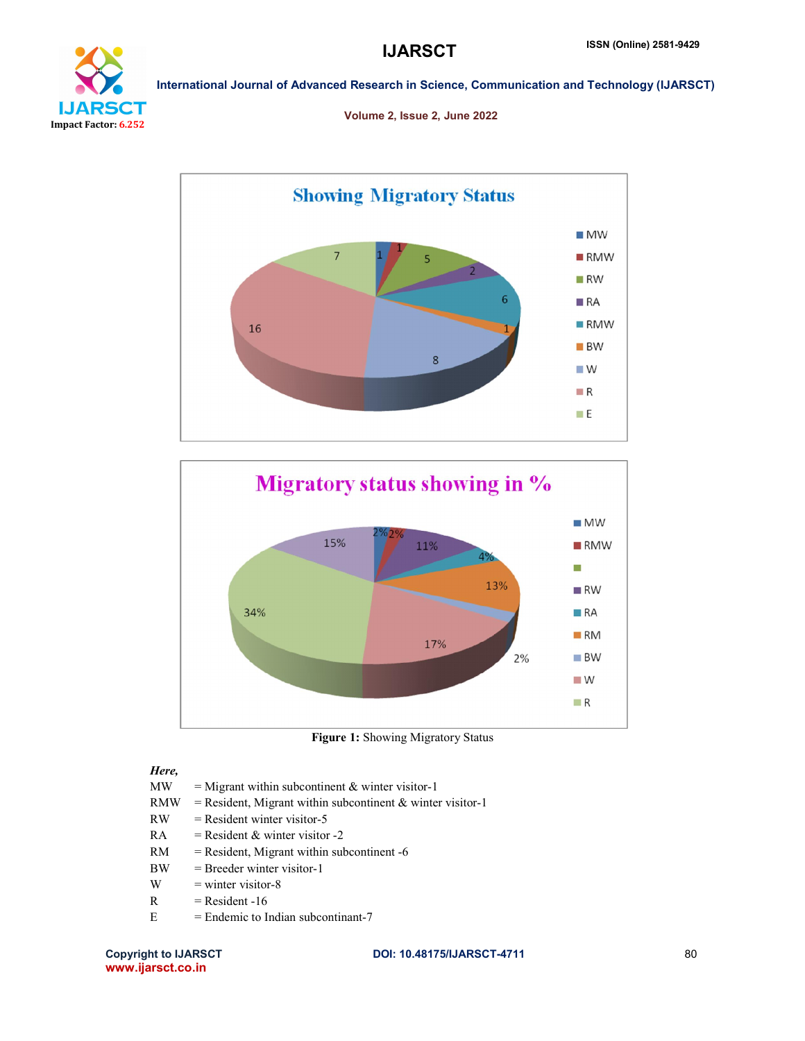Figure 1: Showing Migratory Status

*Here,*

MW = Migrant within subcontinent & winter visitor-1
RMW = Resident, Migrant within subcontinent & winter visitor-1
RW = Resident winter visitor-5
RA = Resident & winter visitor -2
RM = Resident, Migrant within subcontinent -6
BW = Breeder winter visitor-1
W = winter visitor-8
R = Resident -16
E = Endemic to Indian subcontinant-7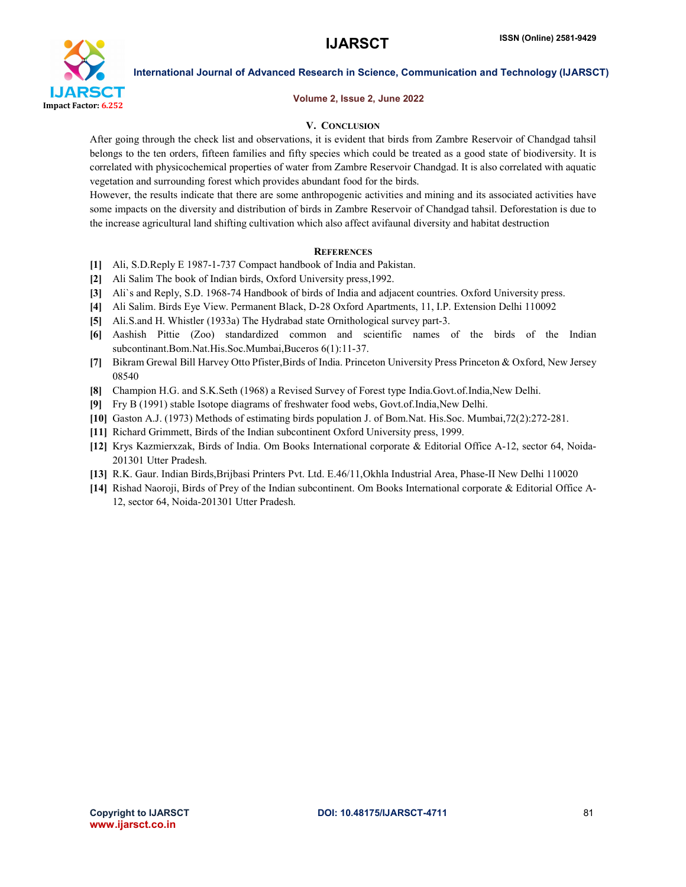## V. Conclusion

After going through the check list and observations, it is evident that birds from Zambre Reservoir of Chandgad tahsil belongs to the ten orders, fifteen families and fifty species which could be treated as a good state of biodiversity. It is correlated with physicochemical properties of water from Zambre Reservoir Chandgad. It is also correlated with aquatic vegetation and surrounding forest which provides abundant food for the birds.

However, the results indicate that there are some anthropogenic activities and mining and its associated activities have some impacts on the diversity and distribution of birds in Zambre Reservoir of Chandgad tahsil. Deforestation is due to the increase agricultural land shifting cultivation which also affect avifaunal diversity and habitat destruction

## References

- [1] Ali, S.D.Reply E 1987-1-737 Compact handbook of India and Pakistan.
- [2] Ali Salim The book of Indian birds, Oxford University press,1992.
- [3] Ali`s and Reply, S.D. 1968-74 Handbook of birds of India and adjacent countries. Oxford University press.
- [4] Ali Salim. Birds Eye View. Permanent Black, D-28 Oxford Apartments, 11, I.P. Extension Delhi 110092
- [5] Ali.S.and H. Whistler (1933a) The Hydrabad state Ornithological survey part-3.
- [6] Aashish Pittie (Zoo) standardized common and scientific names of the birds of the Indian subcontinant.Bom.Nat.His.Soc.Mumbai,Buceros 6(1):11-37.
- [7] Bikram Grewal Bill Harvey Otto Pfister,Birds of India. Princeton University Press Princeton & Oxford, New Jersey 08540
- [8] Champion H.G. and S.K.Seth (1968) a Revised Survey of Forest type India.Govt.of.India,New Delhi.
- [9] Fry B (1991) stable Isotope diagrams of freshwater food webs, Govt.of.India,New Delhi.
- [10] Gaston A.J. (1973) Methods of estimating birds population J. of Bom.Nat. His.Soc. Mumbai,72(2):272-281.
- [11] Richard Grimmett, Birds of the Indian subcontinent Oxford University press, 1999.
- [12] Krys Kazmierxzak, Birds of India. Om Books International corporate & Editorial Office A-12, sector 64, Noida-201301 Utter Pradesh.
- [13] R.K. Gaur. Indian Birds,Brijbasi Printers Pvt. Ltd. E.46/11,Okhla Industrial Area, Phase-II New Delhi 110020
- [14] Rishad Naoroji, Birds of Prey of the Indian subcontinent. Om Books International corporate & Editorial Office A-12, sector 64, Noida-201301 Utter Pradesh.